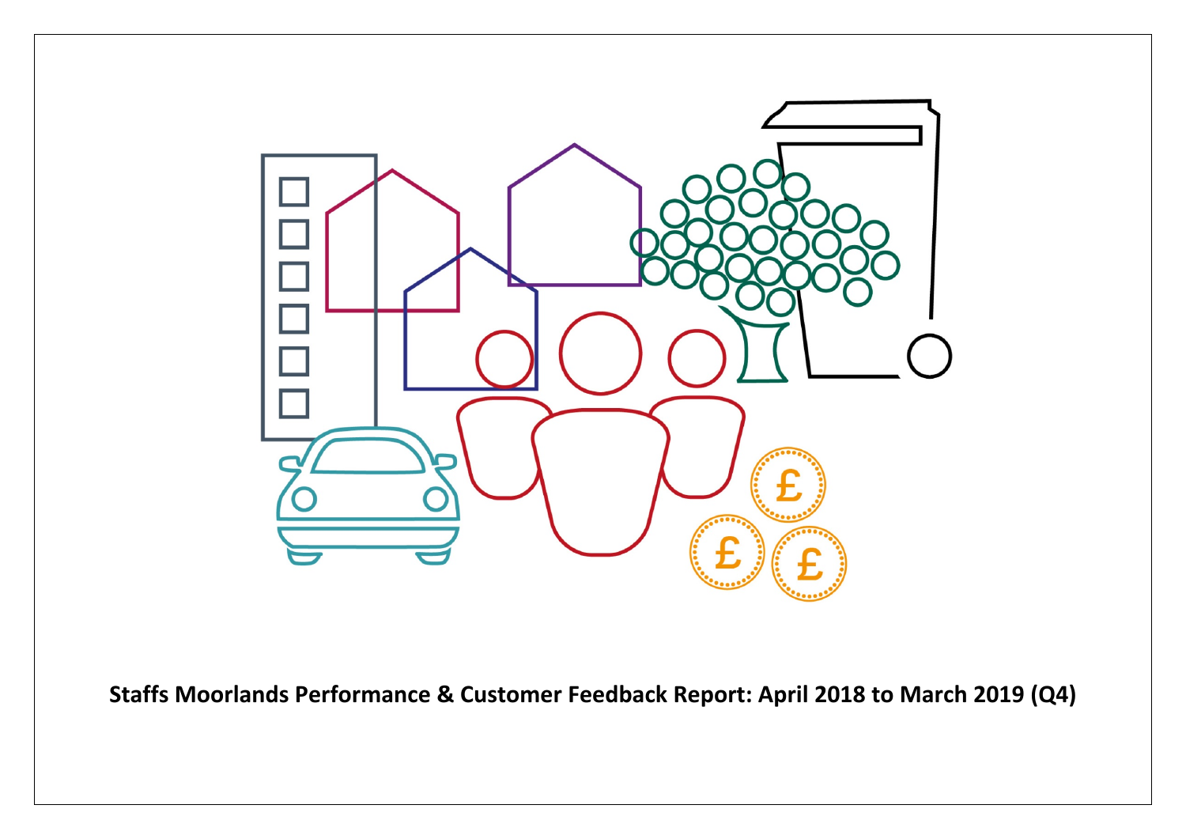**Staffs Moorlands Performance & Customer Feedback Report: April 2018 to March 2019 (Q4)**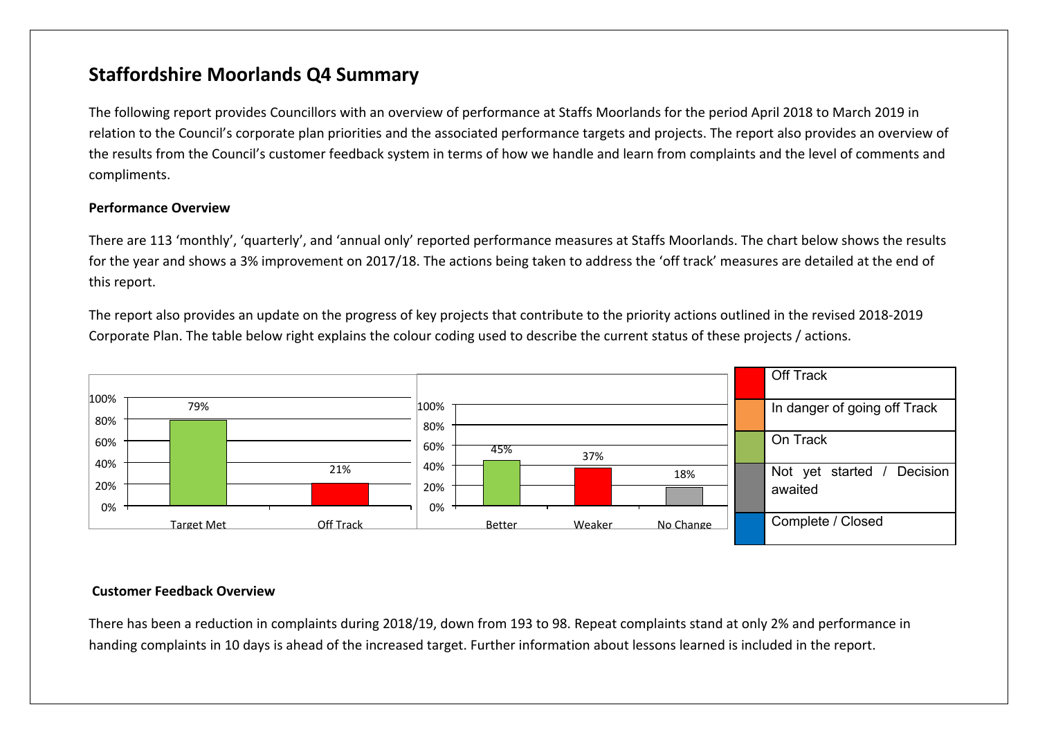## Staffordshire Moorlands Q4 Summary

The following report provides Councillors with an overview of performance at Staffs Moorlands for the period April 2018 to March 2019 in relation to the Council's corporate plan priorities and the associated performance targets and projects. The report also provides an overview of the results from the Council's customer feedback system in terms of how we handle and learn from complaints and the level of comments and compliments.

**Performance Overview**

There are 113 'monthly', 'quarterly', and 'annual only' reported performance measures at Staffs Moorlands. The chart below shows the results for the year and shows a 3% improvement on 2017/18. The actions being taken to address the 'off track' measures are detailed at the end of this report.

The report also provides an update on the progress of key projects that contribute to the priority actions outlined in the revised 2018-2019 Corporate Plan. The table below right explains the colour coding used to describe the current status of these projects / actions.

| Target Met | Off Track |
|---|---|
| 79% | 21% |

| Better | Weaker | No Change |
|---|---|---|
| 45% | 37% | 18% |

| Colour | Status |
|---|---|
| Red | Off Track |
| Orange | In danger of going off Track |
| Green | On Track |
| Grey | Not yet started / Decision awaited |
| Blue | Complete / Closed |

**Customer Feedback Overview**

There has been a reduction in complaints during 2018/19, down from 193 to 98. Repeat complaints stand at only 2% and performance in handing complaints in 10 days is ahead of the increased target. Further information about lessons learned is included in the report.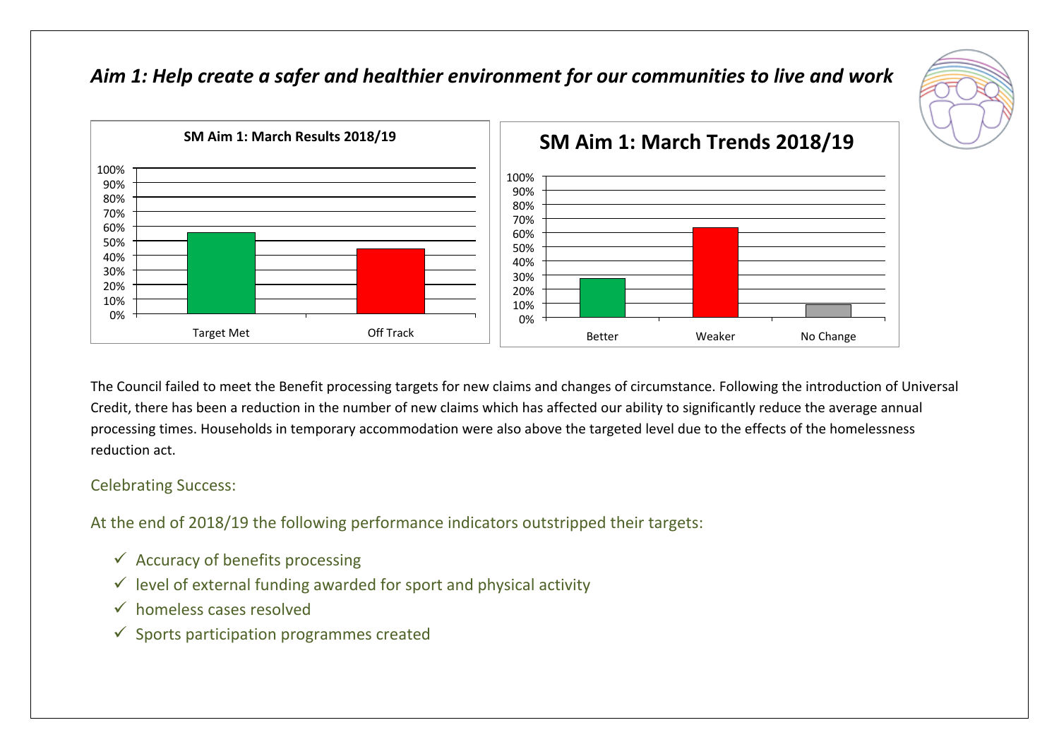## *Aim 1: Help create a safer and healthier environment for our communities to live and work*

The Council failed to meet the Benefit processing targets for new claims and changes of circumstance. Following the introduction of Universal Credit, there has been a reduction in the number of new claims which has affected our ability to significantly reduce the average annual processing times. Households in temporary accommodation were also above the targeted level due to the effects of the homelessness reduction act.

### Celebrating Success:

At the end of 2018/19 the following performance indicators outstripped their targets:

- ✓ Accuracy of benefits processing
- ✓ level of external funding awarded for sport and physical activity
- ✓ homeless cases resolved
- ✓ Sports participation programmes created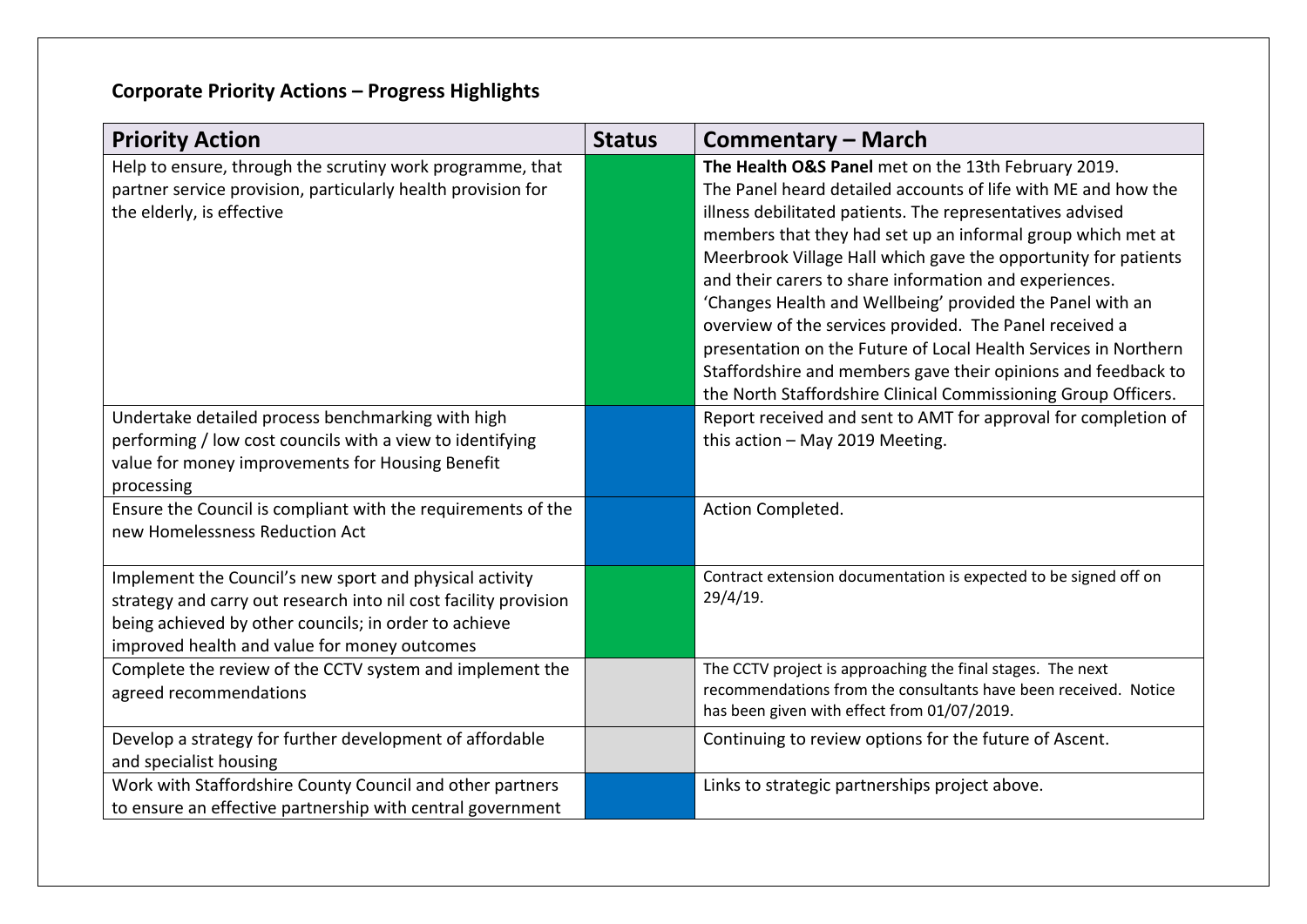**Corporate Priority Actions – Progress Highlights**

| Priority Action | Status | Commentary – March |
|---|---|---|
| Help to ensure, through the scrutiny work programme, that partner service provision, particularly health provision for the elderly, is effective | | **The Health O&S Panel** met on the 13th February 2019. The Panel heard detailed accounts of life with ME and how the illness debilitated patients. The representatives advised members that they had set up an informal group which met at Meerbrook Village Hall which gave the opportunity for patients and their carers to share information and experiences. 'Changes Health and Wellbeing' provided the Panel with an overview of the services provided. The Panel received a presentation on the Future of Local Health Services in Northern Staffordshire and members gave their opinions and feedback to the North Staffordshire Clinical Commissioning Group Officers. |
| Undertake detailed process benchmarking with high performing / low cost councils with a view to identifying value for money improvements for Housing Benefit processing | | Report received and sent to AMT for approval for completion of this action – May 2019 Meeting. |
| Ensure the Council is compliant with the requirements of the new Homelessness Reduction Act | | Action Completed. |
| Implement the Council's new sport and physical activity strategy and carry out research into nil cost facility provision being achieved by other councils; in order to achieve improved health and value for money outcomes | | Contract extension documentation is expected to be signed off on 29/4/19. |
| Complete the review of the CCTV system and implement the agreed recommendations | | The CCTV project is approaching the final stages. The next recommendations from the consultants have been received. Notice has been given with effect from 01/07/2019. |
| Develop a strategy for further development of affordable and specialist housing | | Continuing to review options for the future of Ascent. |
| Work with Staffordshire County Council and other partners to ensure an effective partnership with central government | | Links to strategic partnerships project above. |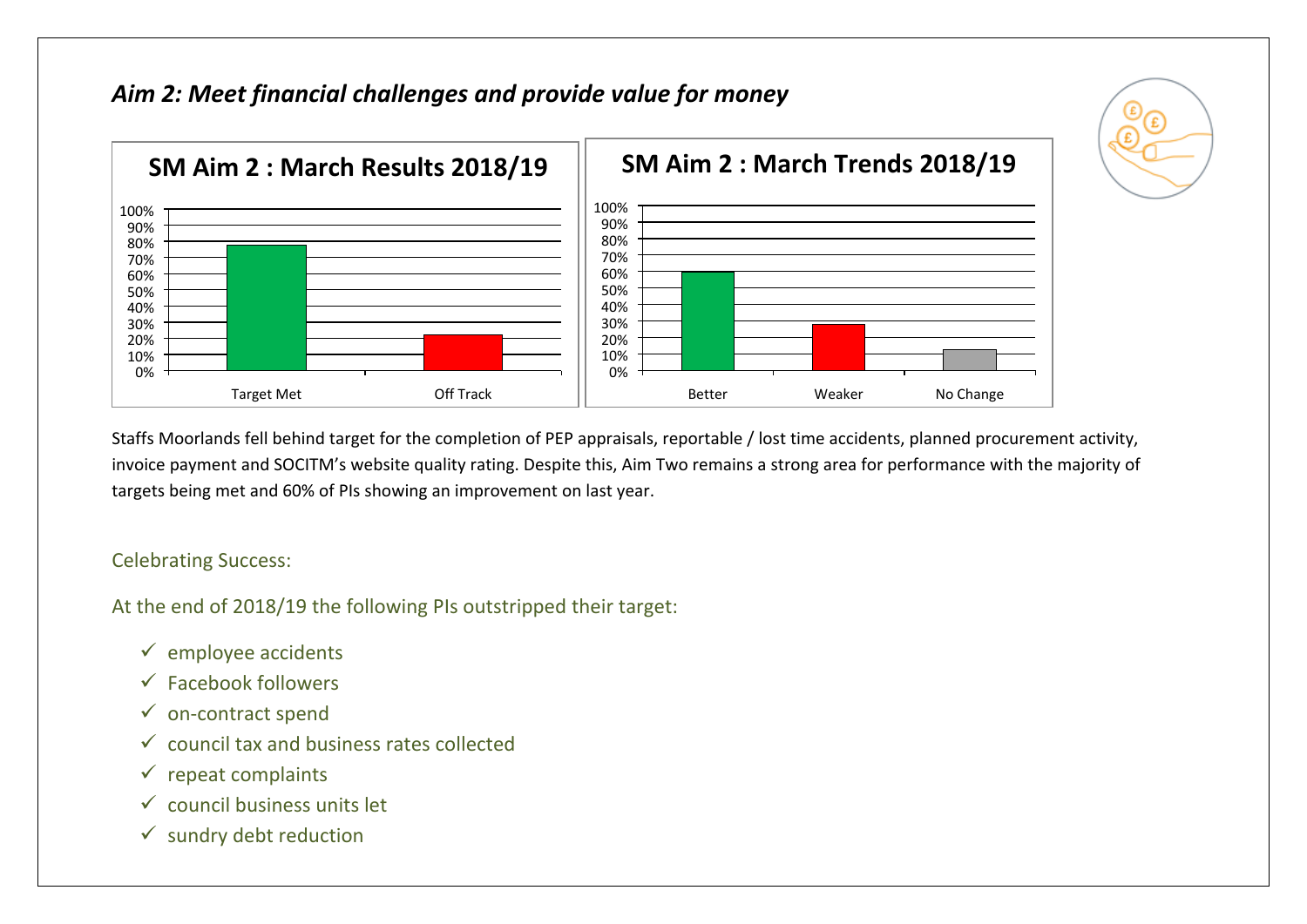## *Aim 2: Meet financial challenges and provide value for money*

Staffs Moorlands fell behind target for the completion of PEP appraisals, reportable / lost time accidents, planned procurement activity, invoice payment and SOCITM's website quality rating. Despite this, Aim Two remains a strong area for performance with the majority of targets being met and 60% of PIs showing an improvement on last year.

Celebrating Success:

At the end of 2018/19 the following PIs outstripped their target:

- ✓ employee accidents
- ✓ Facebook followers
- ✓ on-contract spend
- ✓ council tax and business rates collected
- ✓ repeat complaints
- ✓ council business units let
- ✓ sundry debt reduction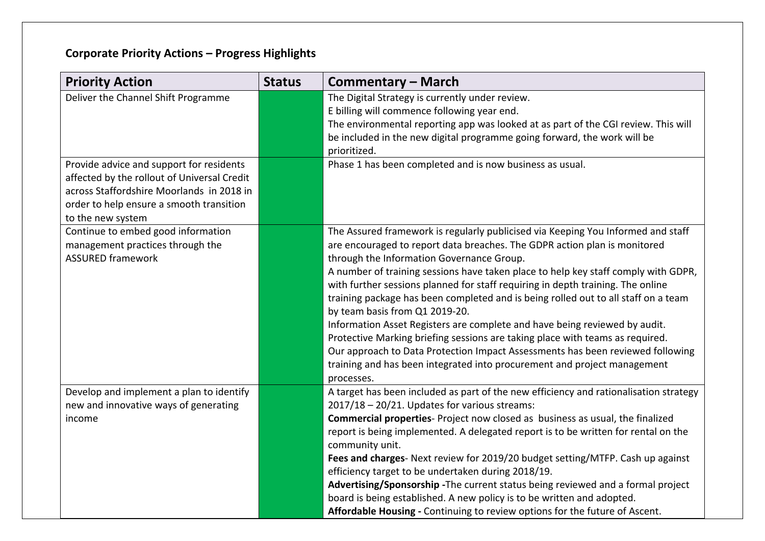**Corporate Priority Actions – Progress Highlights**

| Priority Action | Status | Commentary – March |
|---|---|---|
| Deliver the Channel Shift Programme | | The Digital Strategy is currently under review.<br>E billing will commence following year end.<br>The environmental reporting app was looked at as part of the CGI review. This will be included in the new digital programme going forward, the work will be prioritized. |
| Provide advice and support for residents affected by the rollout of Universal Credit across Staffordshire Moorlands in 2018 in order to help ensure a smooth transition to the new system | | Phase 1 has been completed and is now business as usual. |
| Continue to embed good information management practices through the ASSURED framework | | The Assured framework is regularly publicised via Keeping You Informed and staff are encouraged to report data breaches. The GDPR action plan is monitored through the Information Governance Group.<br>A number of training sessions have taken place to help key staff comply with GDPR, with further sessions planned for staff requiring in depth training. The online training package has been completed and is being rolled out to all staff on a team by team basis from Q1 2019-20.<br>Information Asset Registers are complete and have being reviewed by audit.<br>Protective Marking briefing sessions are taking place with teams as required.<br>Our approach to Data Protection Impact Assessments has been reviewed following training and has been integrated into procurement and project management processes. |
| Develop and implement a plan to identify new and innovative ways of generating income | | A target has been included as part of the new efficiency and rationalisation strategy 2017/18 – 20/21. Updates for various streams:<br>**Commercial properties**- Project now closed as business as usual, the finalized report is being implemented. A delegated report is to be written for rental on the community unit.<br>**Fees and charges**- Next review for 2019/20 budget setting/MTFP. Cash up against efficiency target to be undertaken during 2018/19.<br>**Advertising/Sponsorship -**The current status being reviewed and a formal project board is being established. A new policy is to be written and adopted.<br>**Affordable Housing -** Continuing to review options for the future of Ascent. |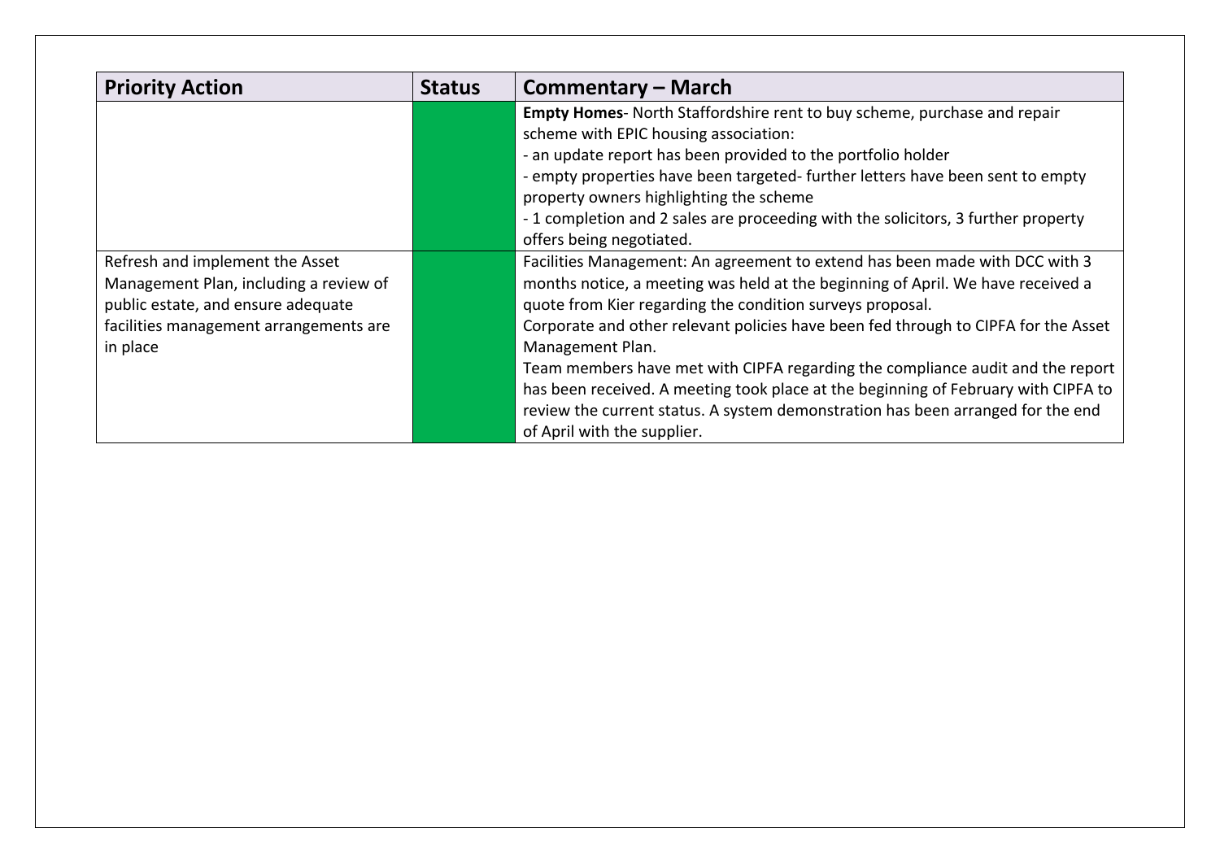| Priority Action | Status | Commentary – March |
|---|---|---|
| | | **Empty Homes**- North Staffordshire rent to buy scheme, purchase and repair scheme with EPIC housing association:<br>- an update report has been provided to the portfolio holder<br>- empty properties have been targeted- further letters have been sent to empty property owners highlighting the scheme<br>- 1 completion and 2 sales are proceeding with the solicitors, 3 further property offers being negotiated. |
| Refresh and implement the Asset Management Plan, including a review of public estate, and ensure adequate facilities management arrangements are in place | | Facilities Management: An agreement to extend has been made with DCC with 3 months notice, a meeting was held at the beginning of April. We have received a quote from Kier regarding the condition surveys proposal.<br>Corporate and other relevant policies have been fed through to CIPFA for the Asset Management Plan.<br>Team members have met with CIPFA regarding the compliance audit and the report has been received. A meeting took place at the beginning of February with CIPFA to review the current status. A system demonstration has been arranged for the end of April with the supplier. |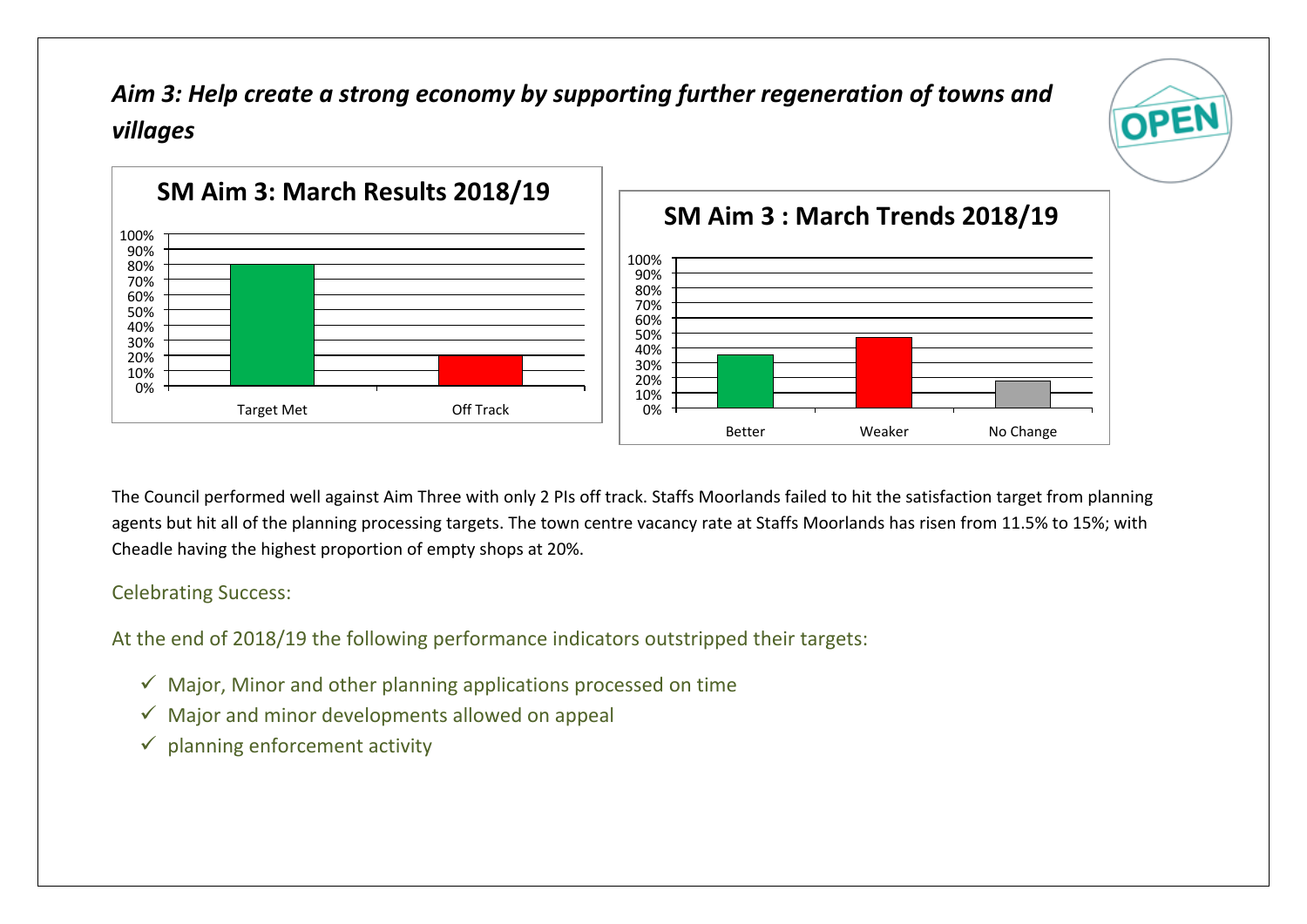## *Aim 3: Help create a strong economy by supporting further regeneration of towns and villages*

**SM Aim 3: March Results 2018/19**

| Category | Value |
|---|---|
| Target Met | 80% |
| Off Track | 20% |

**SM Aim 3 : March Trends 2018/19**

| Category | Value |
|---|---|
| Better | ~35% |
| Weaker | ~47% |
| No Change | ~18% |

The Council performed well against Aim Three with only 2 PIs off track. Staffs Moorlands failed to hit the satisfaction target from planning agents but hit all of the planning processing targets. The town centre vacancy rate at Staffs Moorlands has risen from 11.5% to 15%; with Cheadle having the highest proportion of empty shops at 20%.

Celebrating Success:

At the end of 2018/19 the following performance indicators outstripped their targets:

- ✓ Major, Minor and other planning applications processed on time
- ✓ Major and minor developments allowed on appeal
- ✓ planning enforcement activity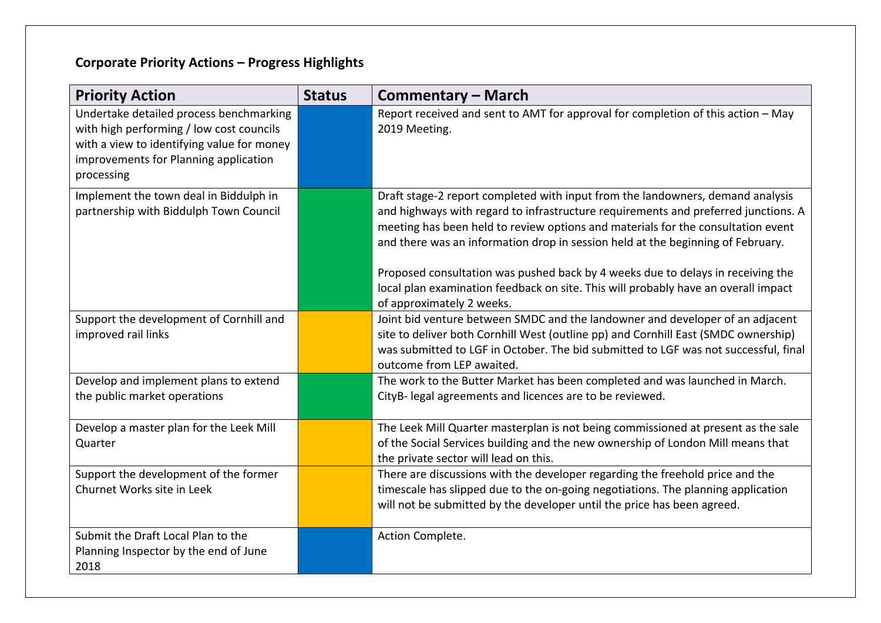**Corporate Priority Actions – Progress Highlights**

| Priority Action | Status | Commentary – March |
|---|---|---|
| Undertake detailed process benchmarking with high performing / low cost councils with a view to identifying value for money improvements for Planning application processing | | Report received and sent to AMT for approval for completion of this action – May 2019 Meeting. |
| Implement the town deal in Biddulph in partnership with Biddulph Town Council | | Draft stage-2 report completed with input from the landowners, demand analysis and highways with regard to infrastructure requirements and preferred junctions. A meeting has been held to review options and materials for the consultation event and there was an information drop in session held at the beginning of February.<br><br>Proposed consultation was pushed back by 4 weeks due to delays in receiving the local plan examination feedback on site. This will probably have an overall impact of approximately 2 weeks. |
| Support the development of Cornhill and improved rail links | | Joint bid venture between SMDC and the landowner and developer of an adjacent site to deliver both Cornhill West (outline pp) and Cornhill East (SMDC ownership) was submitted to LGF in October. The bid submitted to LGF was not successful, final outcome from LEP awaited. |
| Develop and implement plans to extend the public market operations | | The work to the Butter Market has been completed and was launched in March. CityB- legal agreements and licences are to be reviewed. |
| Develop a master plan for the Leek Mill Quarter | | The Leek Mill Quarter masterplan is not being commissioned at present as the sale of the Social Services building and the new ownership of London Mill means that the private sector will lead on this. |
| Support the development of the former Churnet Works site in Leek | | There are discussions with the developer regarding the freehold price and the timescale has slipped due to the on-going negotiations. The planning application will not be submitted by the developer until the price has been agreed. |
| Submit the Draft Local Plan to the Planning Inspector by the end of June 2018 | | Action Complete. |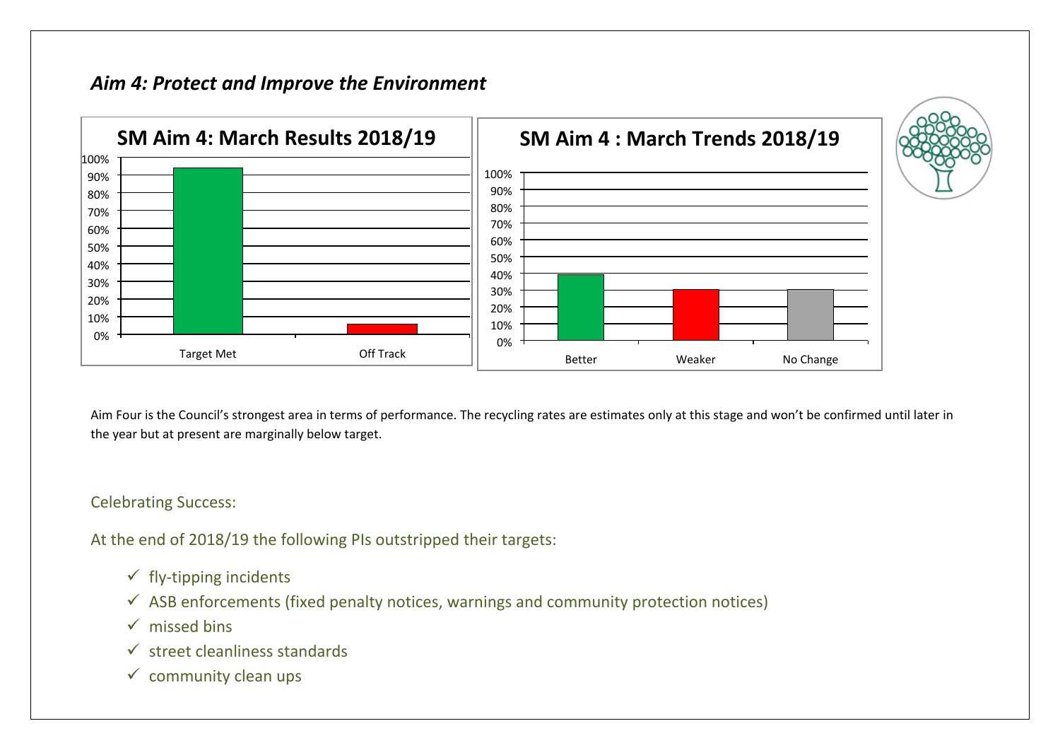## *Aim 4: Protect and Improve the Environment*

**SM Aim 4: March Results 2018/19**

**SM Aim 4 : March Trends 2018/19**

Aim Four is the Council's strongest area in terms of performance. The recycling rates are estimates only at this stage and won't be confirmed until later in the year but at present are marginally below target.

Celebrating Success:

At the end of 2018/19 the following PIs outstripped their targets:

- ✓ fly-tipping incidents
- ✓ ASB enforcements (fixed penalty notices, warnings and community protection notices)
- ✓ missed bins
- ✓ street cleanliness standards
- ✓ community clean ups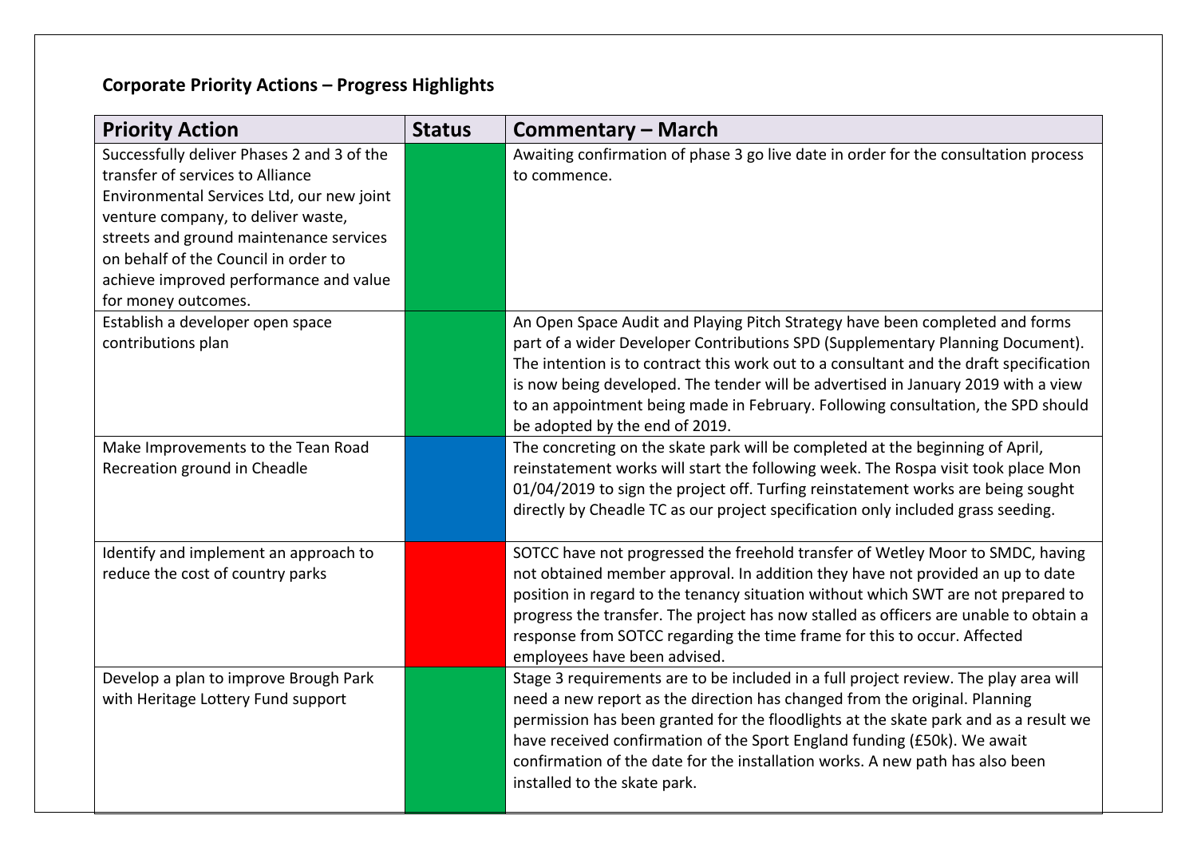**Corporate Priority Actions – Progress Highlights**

| Priority Action | Status | Commentary – March |
|---|---|---|
| Successfully deliver Phases 2 and 3 of the transfer of services to Alliance Environmental Services Ltd, our new joint venture company, to deliver waste, streets and ground maintenance services on behalf of the Council in order to achieve improved performance and value for money outcomes. | | Awaiting confirmation of phase 3 go live date in order for the consultation process to commence. |
| Establish a developer open space contributions plan | | An Open Space Audit and Playing Pitch Strategy have been completed and forms part of a wider Developer Contributions SPD (Supplementary Planning Document). The intention is to contract this work out to a consultant and the draft specification is now being developed. The tender will be advertised in January 2019 with a view to an appointment being made in February. Following consultation, the SPD should be adopted by the end of 2019. |
| Make Improvements to the Tean Road Recreation ground in Cheadle | | The concreting on the skate park will be completed at the beginning of April, reinstatement works will start the following week. The Rospa visit took place Mon 01/04/2019 to sign the project off. Turfing reinstatement works are being sought directly by Cheadle TC as our project specification only included grass seeding. |
| Identify and implement an approach to reduce the cost of country parks | | SOTCC have not progressed the freehold transfer of Wetley Moor to SMDC, having not obtained member approval. In addition they have not provided an up to date position in regard to the tenancy situation without which SWT are not prepared to progress the transfer. The project has now stalled as officers are unable to obtain a response from SOTCC regarding the time frame for this to occur. Affected employees have been advised. |
| Develop a plan to improve Brough Park with Heritage Lottery Fund support | | Stage 3 requirements are to be included in a full project review. The play area will need a new report as the direction has changed from the original. Planning permission has been granted for the floodlights at the skate park and as a result we have received confirmation of the Sport England funding (£50k). We await confirmation of the date for the installation works. A new path has also been installed to the skate park. |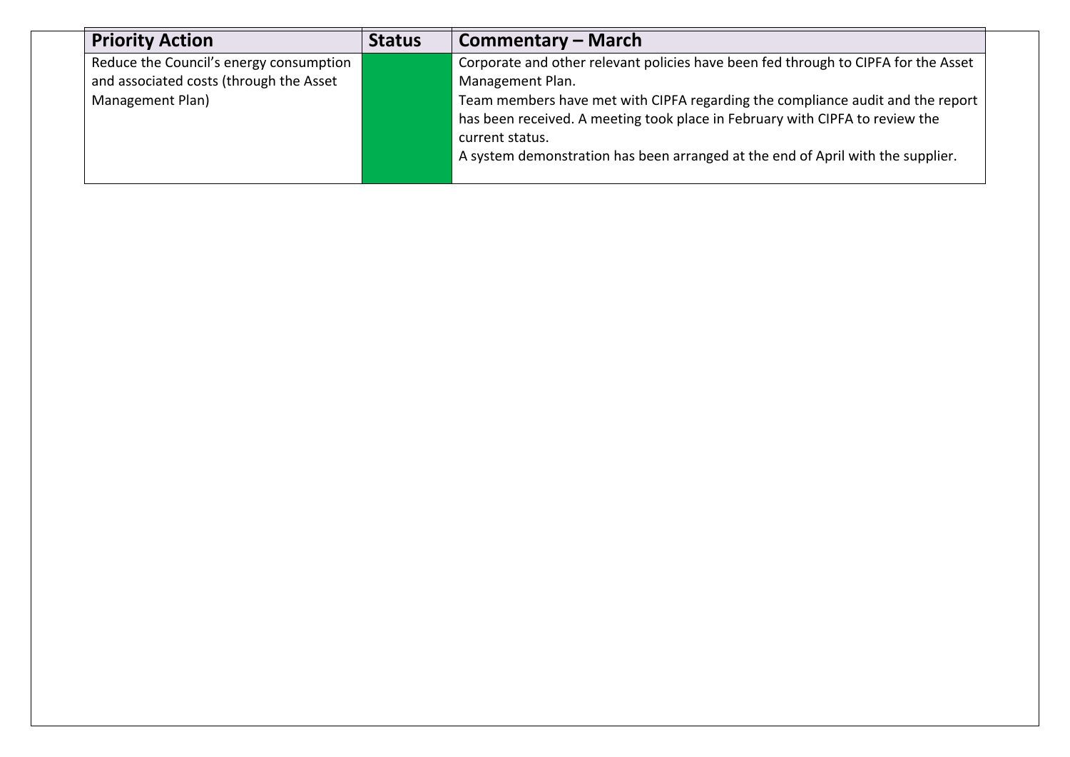| Priority Action | Status | Commentary – March |
|---|---|---|
| Reduce the Council's energy consumption and associated costs (through the Asset Management Plan) | | Corporate and other relevant policies have been fed through to CIPFA for the Asset Management Plan.<br>Team members have met with CIPFA regarding the compliance audit and the report has been received. A meeting took place in February with CIPFA to review the current status.<br>A system demonstration has been arranged at the end of April with the supplier. |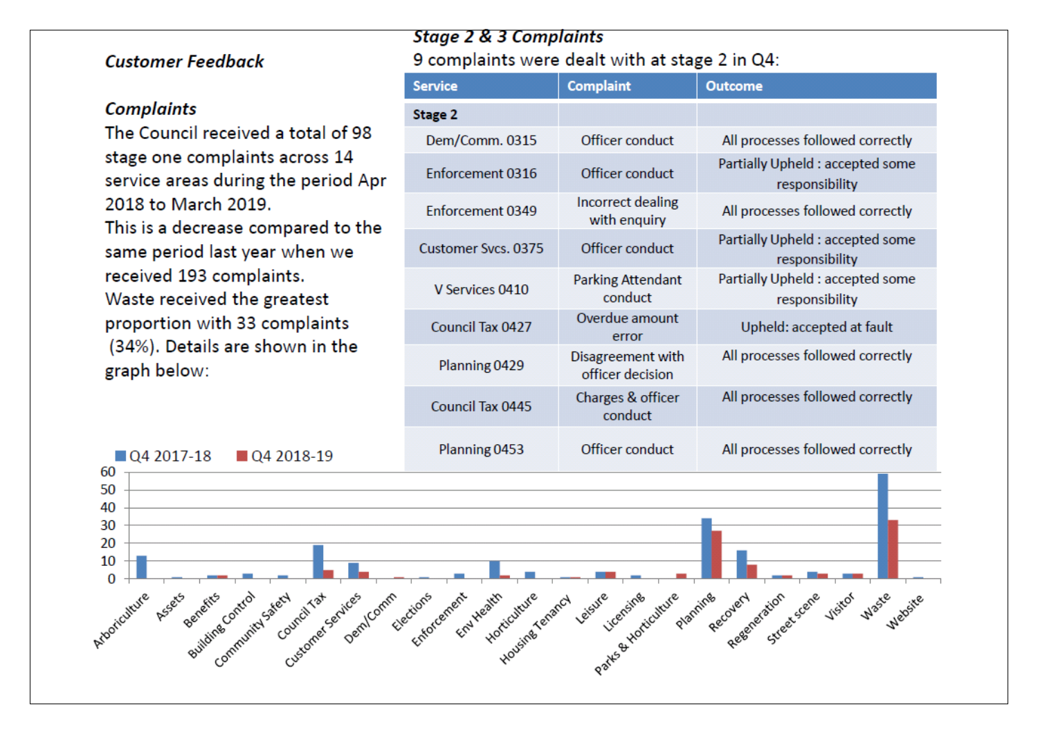### *Customer Feedback*

### *Complaints*

The Council received a total of 98 stage one complaints across 14 service areas during the period Apr 2018 to March 2019.

This is a decrease compared to the same period last year when we received 193 complaints.

Waste received the greatest proportion with 33 complaints (34%). Details are shown in the graph below:

### *Stage 2 & 3 Complaints*

9 complaints were dealt with at stage 2 in Q4:

| Service | Complaint | Outcome |
|---|---|---|
| **Stage 2** | | |
| Dem/Comm. 0315 | Officer conduct | All processes followed correctly |
| Enforcement 0316 | Officer conduct | Partially Upheld : accepted some responsibility |
| Enforcement 0349 | Incorrect dealing with enquiry | All processes followed correctly |
| Customer Svcs. 0375 | Officer conduct | Partially Upheld : accepted some responsibility |
| V Services 0410 | Parking Attendant conduct | Partially Upheld : accepted some responsibility |
| Council Tax 0427 | Overdue amount error | Upheld: accepted at fault |
| Planning 0429 | Disagreement with officer decision | All processes followed correctly |
| Council Tax 0445 | Charges & officer conduct | All processes followed correctly |
| Planning 0453 | Officer conduct | All processes followed correctly |

Q4 2017-18 | Q4 2018-19

Arboriculture, Assets, Benefits, Building Control, Community Safety, Council Tax, Customer Services, Dem/Comm, Elections, Enforcement, Env Health, Horticulture, Housing Tenancy, Leisure, Licensing, Parks & Horticulture, Planning, Recovery, Regeneration, Street scene, Visitor, Waste, Website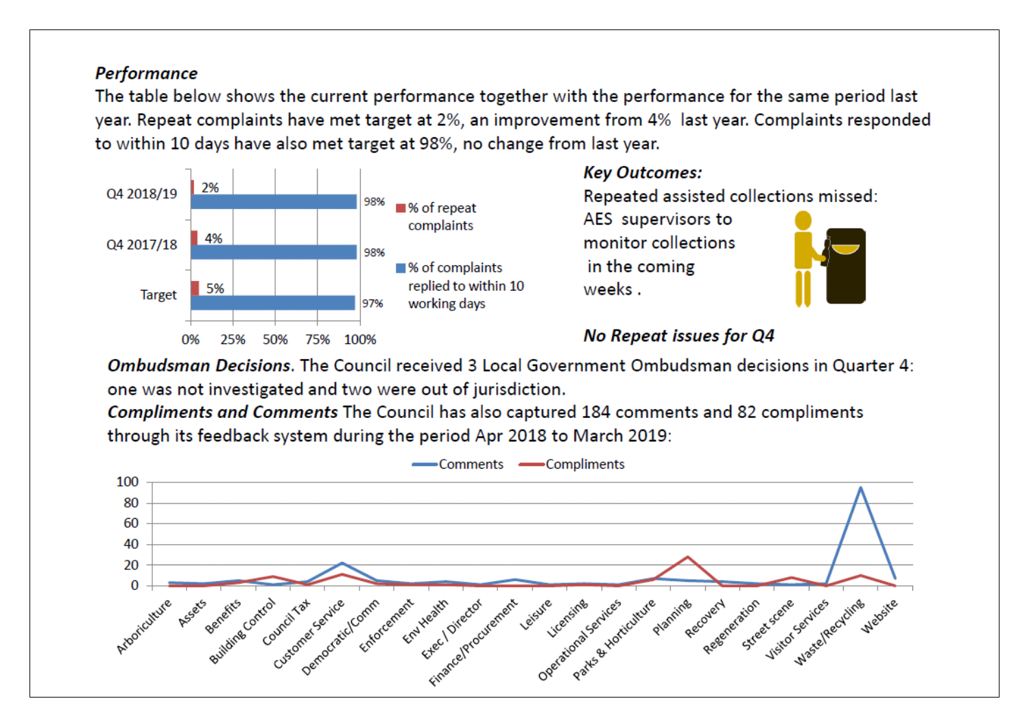***Performance***

The table below shows the current performance together with the performance for the same period last year. Repeat complaints have met target at 2%, an improvement from 4% last year. Complaints responded to within 10 days have also met target at 98%, no change from last year.

| | % of repeat complaints | % of complaints replied to within 10 working days |
|---|---|---|
| Q4 2018/19 | 2% | 98% |
| Q4 2017/18 | 4% | 98% |
| Target | 5% | 97% |

***Key Outcomes:***

Repeated assisted collections missed: AES supervisors to monitor collections in the coming weeks .

***No Repeat issues for Q4***

***Ombudsman Decisions***. The Council received 3 Local Government Ombudsman decisions in Quarter 4: one was not investigated and two were out of jurisdiction.

***Compliments and Comments*** The Council has also captured 184 comments and 82 compliments through its feedback system during the period Apr 2018 to March 2019:

Comments / Compliments by service area: Arboriculture, Assets, Benefits, Building Control, Council Tax, Customer Service, Democratic/Comm, Enforcement, Env Health, Exec / Director, Finance/Procurement, Leisure, Licensing, Operational Services, Parks & Horticulture, Planning, Recovery, Regeneration, Street scene, Visitor Services, Waste/Recycling, Website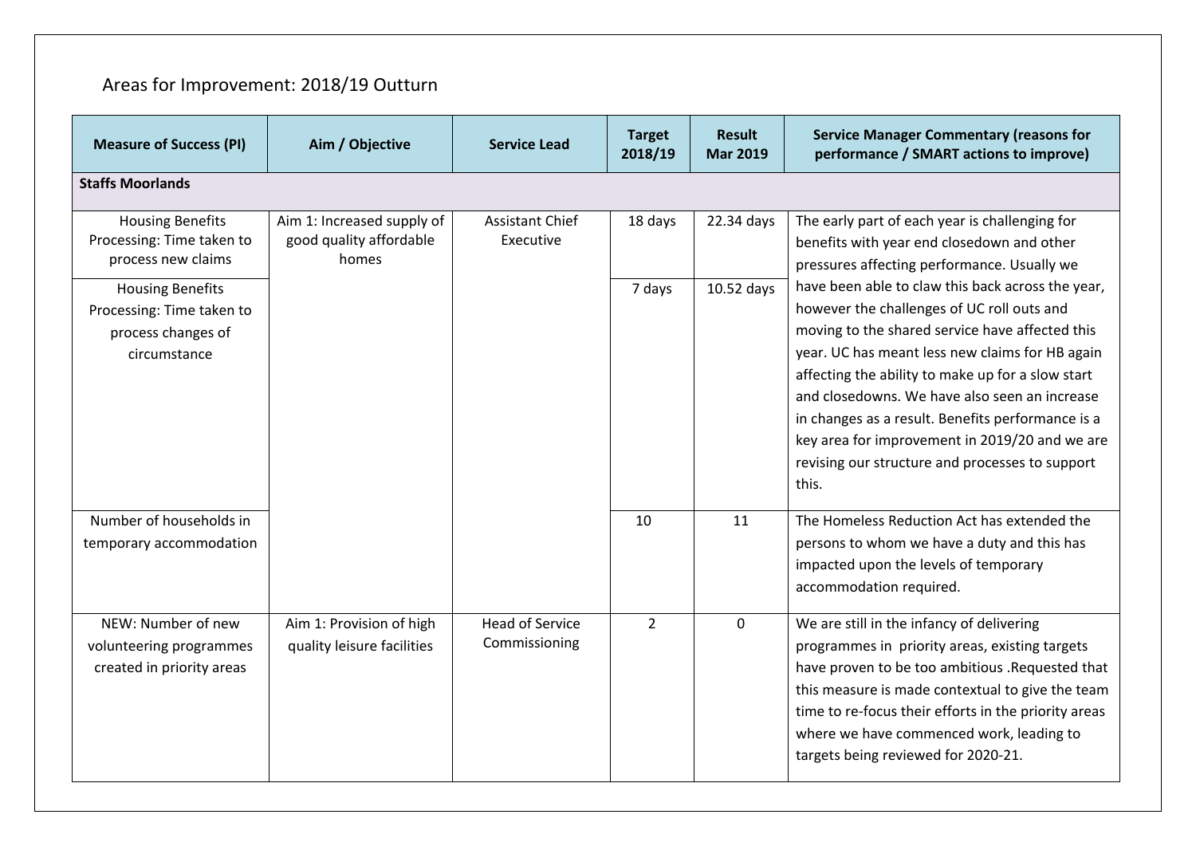# Areas for Improvement: 2018/19 Outturn

| Measure of Success (PI) | Aim / Objective | Service Lead | Target 2018/19 | Result Mar 2019 | Service Manager Commentary (reasons for performance / SMART actions to improve) |
|---|---|---|---|---|---|
| **Staffs Moorlands** | | | | | |
| Housing Benefits Processing: Time taken to process new claims | Aim 1: Increased supply of good quality affordable homes | Assistant Chief Executive | 18 days | 22.34 days | The early part of each year is challenging for benefits with year end closedown and other pressures affecting performance. Usually we have been able to claw this back across the year, however the challenges of UC roll outs and moving to the shared service have affected this year. UC has meant less new claims for HB again affecting the ability to make up for a slow start and closedowns. We have also seen an increase in changes as a result. Benefits performance is a key area for improvement in 2019/20 and we are revising our structure and processes to support this. |
| Housing Benefits Processing: Time taken to process changes of circumstance | | | 7 days | 10.52 days | |
| Number of households in temporary accommodation | | | 10 | 11 | The Homeless Reduction Act has extended the persons to whom we have a duty and this has impacted upon the levels of temporary accommodation required. |
| NEW: Number of new volunteering programmes created in priority areas | Aim 1: Provision of high quality leisure facilities | Head of Service Commissioning | 2 | 0 | We are still in the infancy of delivering programmes in priority areas, existing targets have proven to be too ambitious .Requested that this measure is made contextual to give the team time to re-focus their efforts in the priority areas where we have commenced work, leading to targets being reviewed for 2020-21. |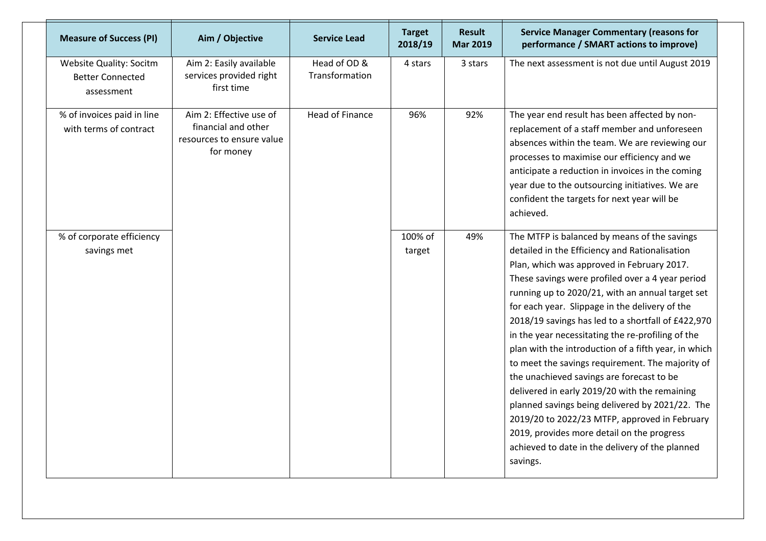| Measure of Success (PI) | Aim / Objective | Service Lead | Target 2018/19 | Result Mar 2019 | Service Manager Commentary (reasons for performance / SMART actions to improve) |
|---|---|---|---|---|---|
| Website Quality: Socitm Better Connected assessment | Aim 2: Easily available services provided right first time | Head of OD & Transformation | 4 stars | 3 stars | The next assessment is not due until August 2019 |
| % of invoices paid in line with terms of contract | Aim 2: Effective use of financial and other resources to ensure value for money | Head of Finance | 96% | 92% | The year end result has been affected by non-replacement of a staff member and unforeseen absences within the team. We are reviewing our processes to maximise our efficiency and we anticipate a reduction in invoices in the coming year due to the outsourcing initiatives. We are confident the targets for next year will be achieved. |
| % of corporate efficiency savings met | | | 100% of target | 49% | The MTFP is balanced by means of the savings detailed in the Efficiency and Rationalisation Plan, which was approved in February 2017. These savings were profiled over a 4 year period running up to 2020/21, with an annual target set for each year. Slippage in the delivery of the 2018/19 savings has led to a shortfall of £422,970 in the year necessitating the re-profiling of the plan with the introduction of a fifth year, in which to meet the savings requirement. The majority of the unachieved savings are forecast to be delivered in early 2019/20 with the remaining planned savings being delivered by 2021/22. The 2019/20 to 2022/23 MTFP, approved in February 2019, provides more detail on the progress achieved to date in the delivery of the planned savings. |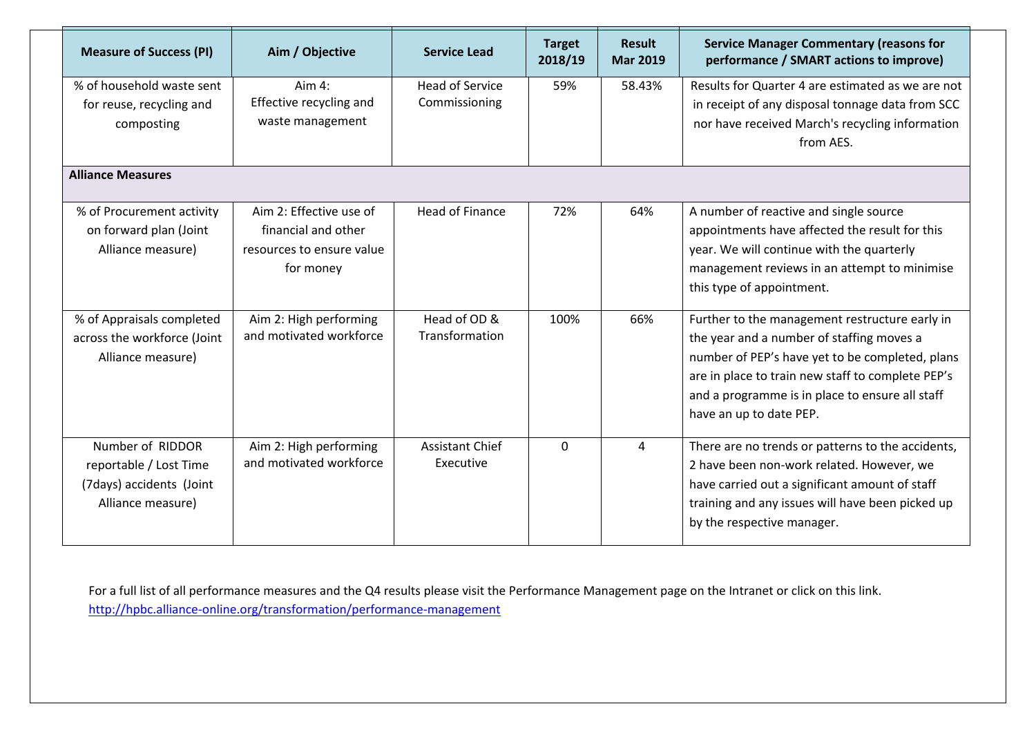| Measure of Success (PI) | Aim / Objective | Service Lead | Target 2018/19 | Result Mar 2019 | Service Manager Commentary (reasons for performance / SMART actions to improve) |
|---|---|---|---|---|---|
| % of household waste sent for reuse, recycling and composting | Aim 4: Effective recycling and waste management | Head of Service Commissioning | 59% | 58.43% | Results for Quarter 4 are estimated as we are not in receipt of any disposal tonnage data from SCC nor have received March's recycling information from AES. |
| **Alliance Measures** | | | | | |
| % of Procurement activity on forward plan (Joint Alliance measure) | Aim 2: Effective use of financial and other resources to ensure value for money | Head of Finance | 72% | 64% | A number of reactive and single source appointments have affected the result for this year. We will continue with the quarterly management reviews in an attempt to minimise this type of appointment. |
| % of Appraisals completed across the workforce (Joint Alliance measure) | Aim 2: High performing and motivated workforce | Head of OD & Transformation | 100% | 66% | Further to the management restructure early in the year and a number of staffing moves a number of PEP's have yet to be completed, plans are in place to train new staff to complete PEP's and a programme is in place to ensure all staff have an up to date PEP. |
| Number of RIDDOR reportable / Lost Time (7days) accidents (Joint Alliance measure) | Aim 2: High performing and motivated workforce | Assistant Chief Executive | 0 | 4 | There are no trends or patterns to the accidents, 2 have been non-work related. However, we have carried out a significant amount of staff training and any issues will have been picked up by the respective manager. |

For a full list of all performance measures and the Q4 results please visit the Performance Management page on the Intranet or click on this link. [http://hpbc.alliance-online.org/transformation/performance-management](http://hpbc.alliance-online.org/transformation/performance-management)